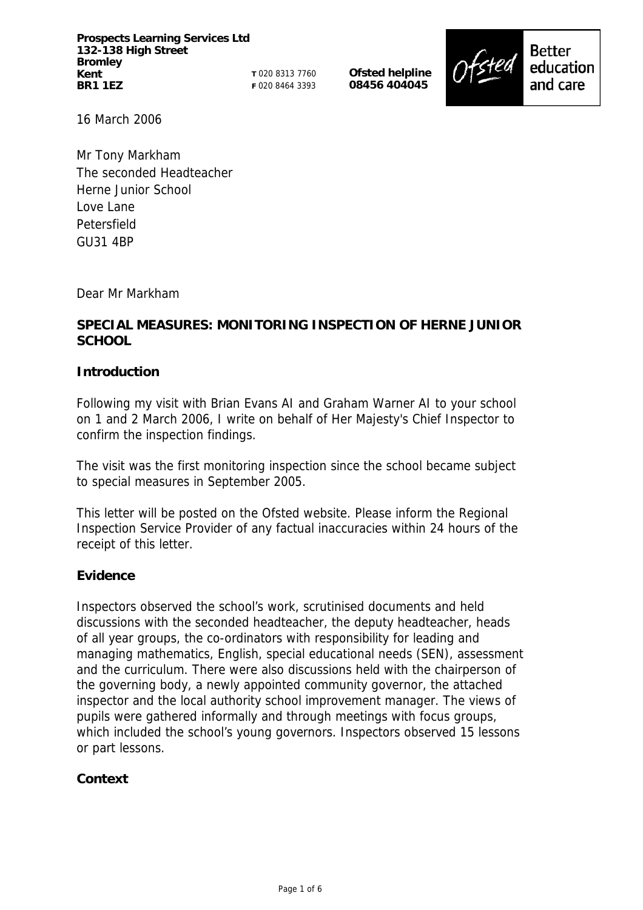**Prospects Learning Services Ltd**
**132-138 High Street**
**Bromley**
**Kent**
**BR1 1EZ**

**T** 020 8313 7760
**F** 020 8464 3393

**Ofsted helpline**
**08456 404045**

Better education and care

16 March 2006

Mr Tony Markham
The seconded Headteacher
Herne Junior School
Love Lane
Petersfield
GU31 4BP

Dear Mr Markham

**SPECIAL MEASURES: MONITORING INSPECTION OF HERNE JUNIOR SCHOOL**

**Introduction**

Following my visit with Brian Evans AI and Graham Warner AI to your school on 1 and 2 March 2006, I write on behalf of Her Majesty's Chief Inspector to confirm the inspection findings.

The visit was the first monitoring inspection since the school became subject to special measures in September 2005.

This letter will be posted on the Ofsted website. Please inform the Regional Inspection Service Provider of any factual inaccuracies within 24 hours of the receipt of this letter.

**Evidence**

Inspectors observed the school's work, scrutinised documents and held discussions with the seconded headteacher, the deputy headteacher, heads of all year groups, the co-ordinators with responsibility for leading and managing mathematics, English, special educational needs (SEN), assessment and the curriculum. There were also discussions held with the chairperson of the governing body, a newly appointed community governor, the attached inspector and the local authority school improvement manager. The views of pupils were gathered informally and through meetings with focus groups, which included the school's young governors. Inspectors observed 15 lessons or part lessons.

**Context**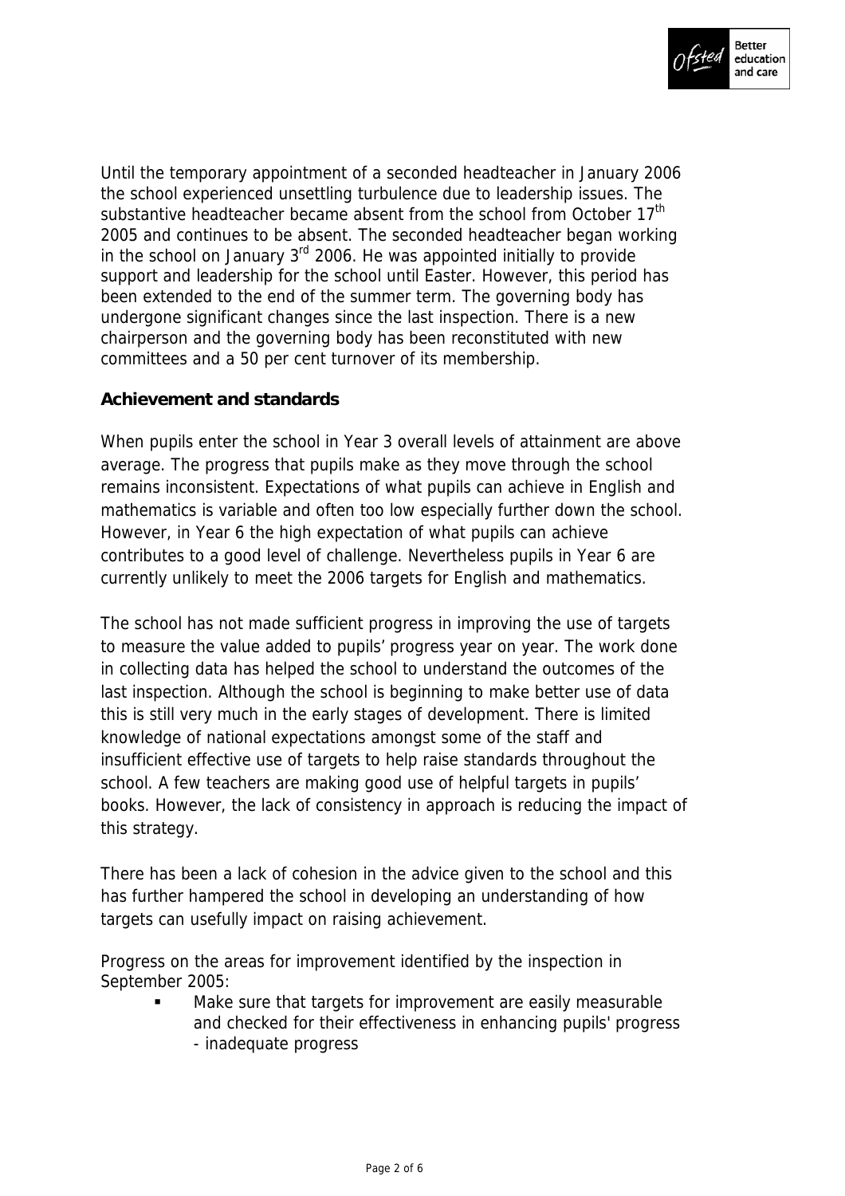Until the temporary appointment of a seconded headteacher in January 2006 the school experienced unsettling turbulence due to leadership issues. The substantive headteacher became absent from the school from October 17th 2005 and continues to be absent. The seconded headteacher began working in the school on January 3rd 2006. He was appointed initially to provide support and leadership for the school until Easter. However, this period has been extended to the end of the summer term. The governing body has undergone significant changes since the last inspection. There is a new chairperson and the governing body has been reconstituted with new committees and a 50 per cent turnover of its membership.

**Achievement and standards**

When pupils enter the school in Year 3 overall levels of attainment are above average. The progress that pupils make as they move through the school remains inconsistent. Expectations of what pupils can achieve in English and mathematics is variable and often too low especially further down the school. However, in Year 6 the high expectation of what pupils can achieve contributes to a good level of challenge. Nevertheless pupils in Year 6 are currently unlikely to meet the 2006 targets for English and mathematics.

The school has not made sufficient progress in improving the use of targets to measure the value added to pupils' progress year on year. The work done in collecting data has helped the school to understand the outcomes of the last inspection. Although the school is beginning to make better use of data this is still very much in the early stages of development. There is limited knowledge of national expectations amongst some of the staff and insufficient effective use of targets to help raise standards throughout the school. A few teachers are making good use of helpful targets in pupils' books. However, the lack of consistency in approach is reducing the impact of this strategy.

There has been a lack of cohesion in the advice given to the school and this has further hampered the school in developing an understanding of how targets can usefully impact on raising achievement.

Progress on the areas for improvement identified by the inspection in September 2005:

- Make sure that targets for improvement are easily measurable and checked for their effectiveness in enhancing pupils' progress - inadequate progress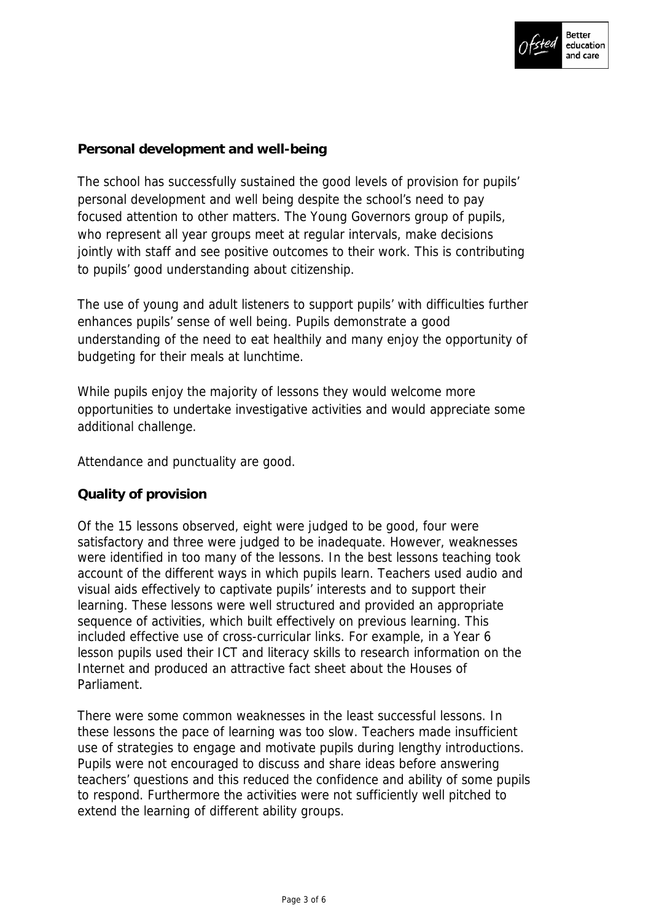**Personal development and well-being**

The school has successfully sustained the good levels of provision for pupils' personal development and well being despite the school's need to pay focused attention to other matters. The Young Governors group of pupils, who represent all year groups meet at regular intervals, make decisions jointly with staff and see positive outcomes to their work. This is contributing to pupils' good understanding about citizenship.

The use of young and adult listeners to support pupils' with difficulties further enhances pupils' sense of well being. Pupils demonstrate a good understanding of the need to eat healthily and many enjoy the opportunity of budgeting for their meals at lunchtime.

While pupils enjoy the majority of lessons they would welcome more opportunities to undertake investigative activities and would appreciate some additional challenge.

Attendance and punctuality are good.

**Quality of provision**

Of the 15 lessons observed, eight were judged to be good, four were satisfactory and three were judged to be inadequate. However, weaknesses were identified in too many of the lessons. In the best lessons teaching took account of the different ways in which pupils learn. Teachers used audio and visual aids effectively to captivate pupils' interests and to support their learning. These lessons were well structured and provided an appropriate sequence of activities, which built effectively on previous learning. This included effective use of cross-curricular links. For example, in a Year 6 lesson pupils used their ICT and literacy skills to research information on the Internet and produced an attractive fact sheet about the Houses of Parliament.

There were some common weaknesses in the least successful lessons. In these lessons the pace of learning was too slow. Teachers made insufficient use of strategies to engage and motivate pupils during lengthy introductions. Pupils were not encouraged to discuss and share ideas before answering teachers' questions and this reduced the confidence and ability of some pupils to respond. Furthermore the activities were not sufficiently well pitched to extend the learning of different ability groups.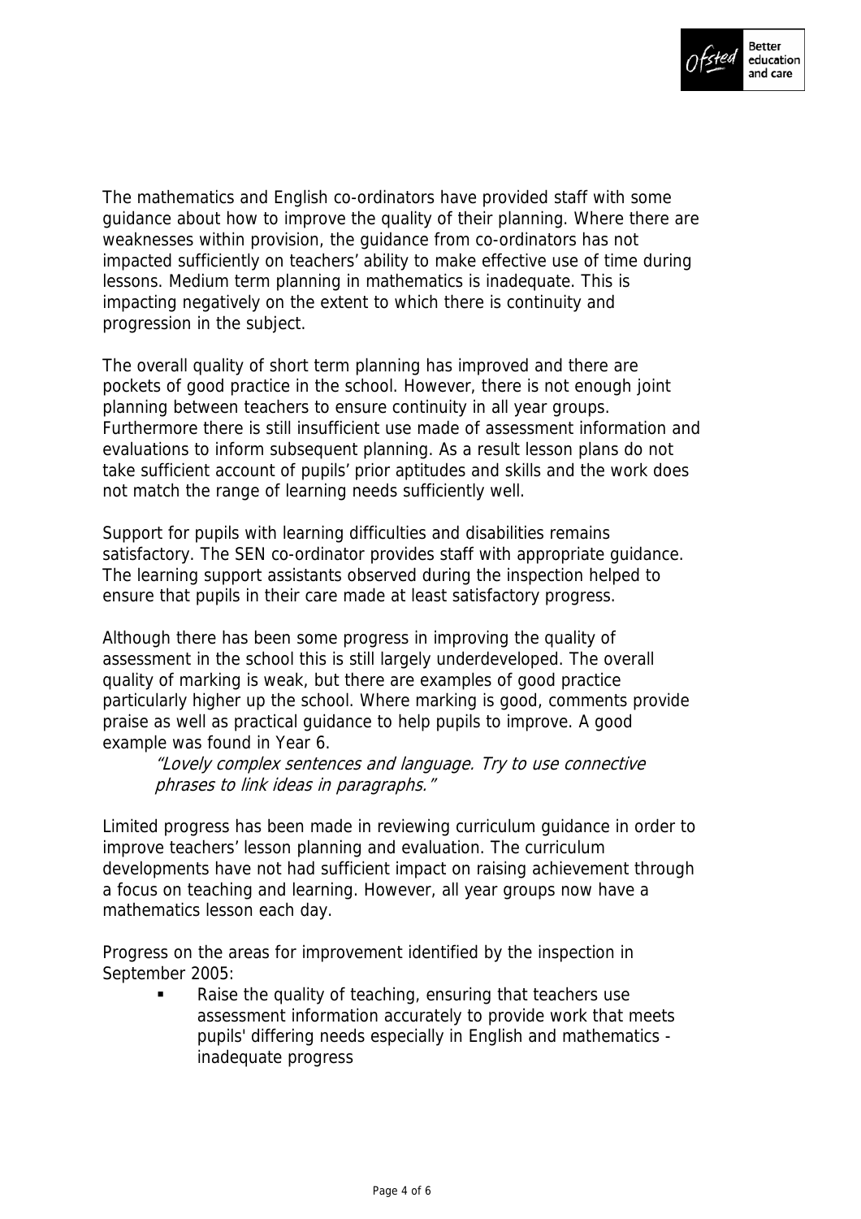The mathematics and English co-ordinators have provided staff with some guidance about how to improve the quality of their planning. Where there are weaknesses within provision, the guidance from co-ordinators has not impacted sufficiently on teachers' ability to make effective use of time during lessons. Medium term planning in mathematics is inadequate. This is impacting negatively on the extent to which there is continuity and progression in the subject.

The overall quality of short term planning has improved and there are pockets of good practice in the school. However, there is not enough joint planning between teachers to ensure continuity in all year groups. Furthermore there is still insufficient use made of assessment information and evaluations to inform subsequent planning. As a result lesson plans do not take sufficient account of pupils' prior aptitudes and skills and the work does not match the range of learning needs sufficiently well.

Support for pupils with learning difficulties and disabilities remains satisfactory. The SEN co-ordinator provides staff with appropriate guidance. The learning support assistants observed during the inspection helped to ensure that pupils in their care made at least satisfactory progress.

Although there has been some progress in improving the quality of assessment in the school this is still largely underdeveloped. The overall quality of marking is weak, but there are examples of good practice particularly higher up the school. Where marking is good, comments provide praise as well as practical guidance to help pupils to improve. A good example was found in Year 6.

> *"Lovely complex sentences and language. Try to use connective phrases to link ideas in paragraphs."*

Limited progress has been made in reviewing curriculum guidance in order to improve teachers' lesson planning and evaluation. The curriculum developments have not had sufficient impact on raising achievement through a focus on teaching and learning. However, all year groups now have a mathematics lesson each day.

Progress on the areas for improvement identified by the inspection in September 2005:

- Raise the quality of teaching, ensuring that teachers use assessment information accurately to provide work that meets pupils' differing needs especially in English and mathematics - inadequate progress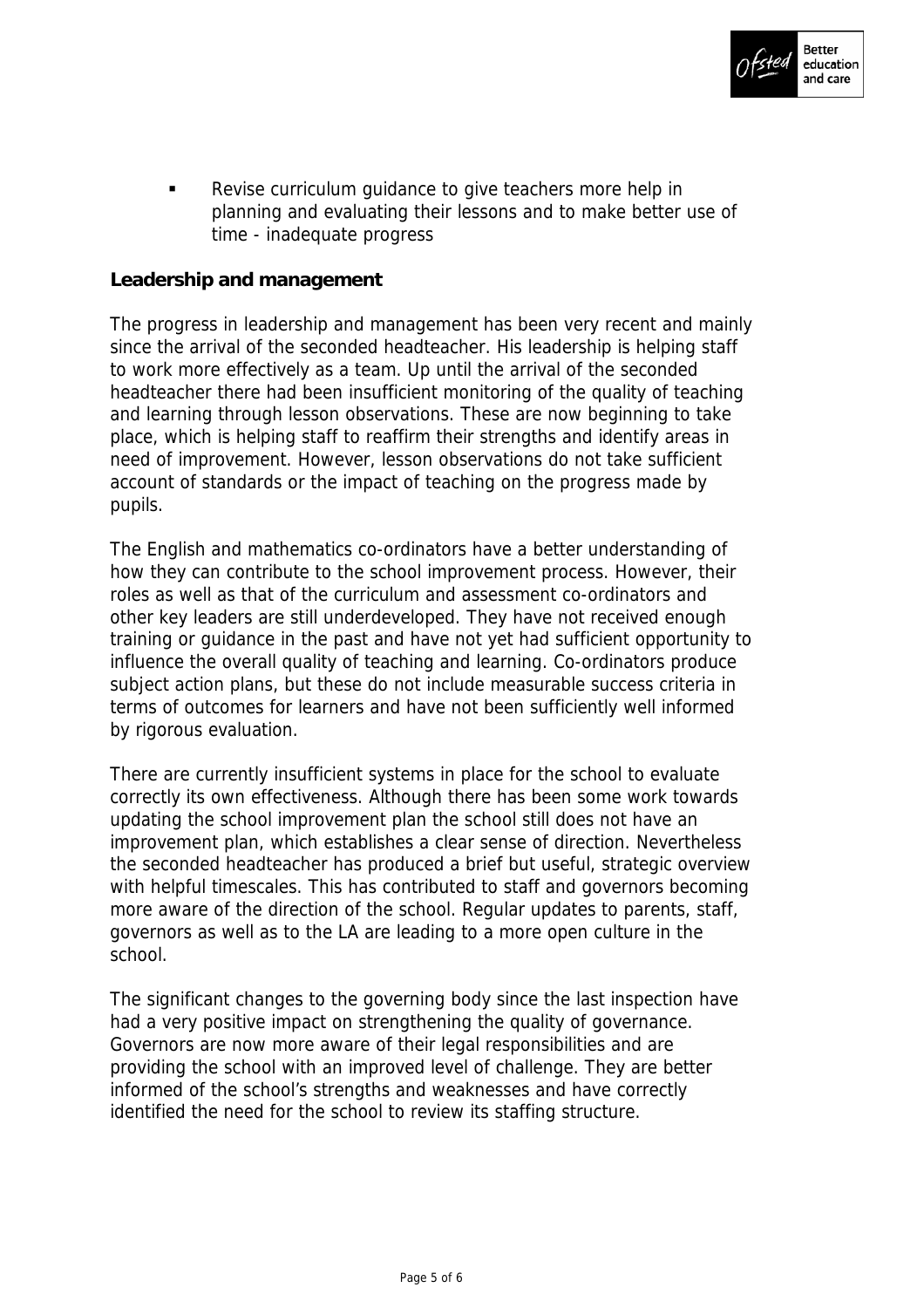- Revise curriculum guidance to give teachers more help in planning and evaluating their lessons and to make better use of time - inadequate progress

**Leadership and management**

The progress in leadership and management has been very recent and mainly since the arrival of the seconded headteacher. His leadership is helping staff to work more effectively as a team. Up until the arrival of the seconded headteacher there had been insufficient monitoring of the quality of teaching and learning through lesson observations. These are now beginning to take place, which is helping staff to reaffirm their strengths and identify areas in need of improvement. However, lesson observations do not take sufficient account of standards or the impact of teaching on the progress made by pupils.

The English and mathematics co-ordinators have a better understanding of how they can contribute to the school improvement process. However, their roles as well as that of the curriculum and assessment co-ordinators and other key leaders are still underdeveloped. They have not received enough training or guidance in the past and have not yet had sufficient opportunity to influence the overall quality of teaching and learning. Co-ordinators produce subject action plans, but these do not include measurable success criteria in terms of outcomes for learners and have not been sufficiently well informed by rigorous evaluation.

There are currently insufficient systems in place for the school to evaluate correctly its own effectiveness. Although there has been some work towards updating the school improvement plan the school still does not have an improvement plan, which establishes a clear sense of direction. Nevertheless the seconded headteacher has produced a brief but useful, strategic overview with helpful timescales. This has contributed to staff and governors becoming more aware of the direction of the school. Regular updates to parents, staff, governors as well as to the LA are leading to a more open culture in the school.

The significant changes to the governing body since the last inspection have had a very positive impact on strengthening the quality of governance. Governors are now more aware of their legal responsibilities and are providing the school with an improved level of challenge. They are better informed of the school's strengths and weaknesses and have correctly identified the need for the school to review its staffing structure.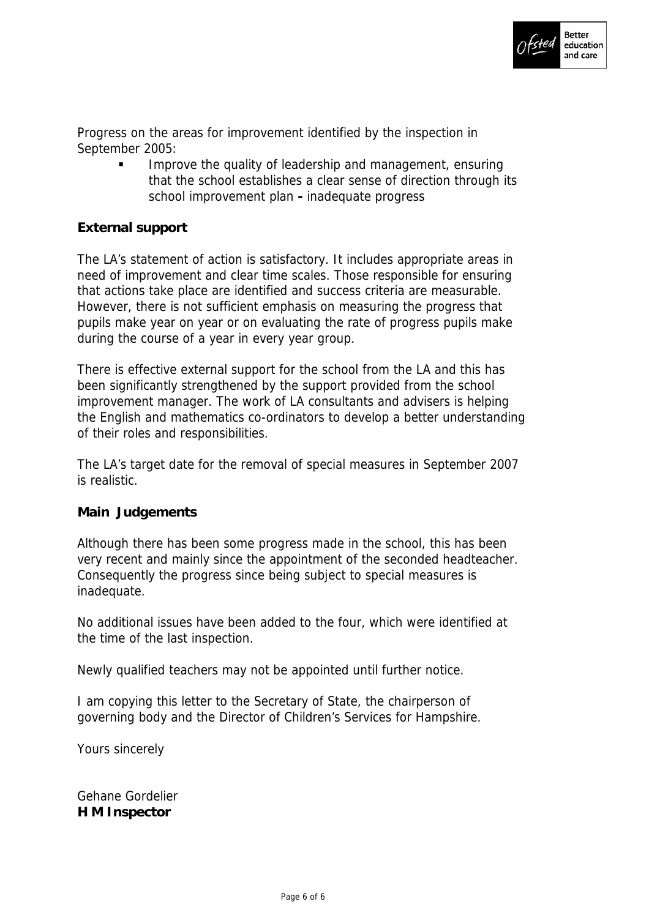Progress on the areas for improvement identified by the inspection in September 2005:

- Improve the quality of leadership and management, ensuring that the school establishes a clear sense of direction through its school improvement plan **–** inadequate progress

**External support**

The LA's statement of action is satisfactory. It includes appropriate areas in need of improvement and clear time scales. Those responsible for ensuring that actions take place are identified and success criteria are measurable. However, there is not sufficient emphasis on measuring the progress that pupils make year on year or on evaluating the rate of progress pupils make during the course of a year in every year group.

There is effective external support for the school from the LA and this has been significantly strengthened by the support provided from the school improvement manager. The work of LA consultants and advisers is helping the English and mathematics co-ordinators to develop a better understanding of their roles and responsibilities.

The LA's target date for the removal of special measures in September 2007 is realistic.

**Main Judgements**

Although there has been some progress made in the school, this has been very recent and mainly since the appointment of the seconded headteacher. Consequently the progress since being subject to special measures is inadequate.

No additional issues have been added to the four, which were identified at the time of the last inspection.

Newly qualified teachers may not be appointed until further notice.

I am copying this letter to the Secretary of State, the chairperson of governing body and the Director of Children's Services for Hampshire.

Yours sincerely

Gehane Gordelier
**H M Inspector**